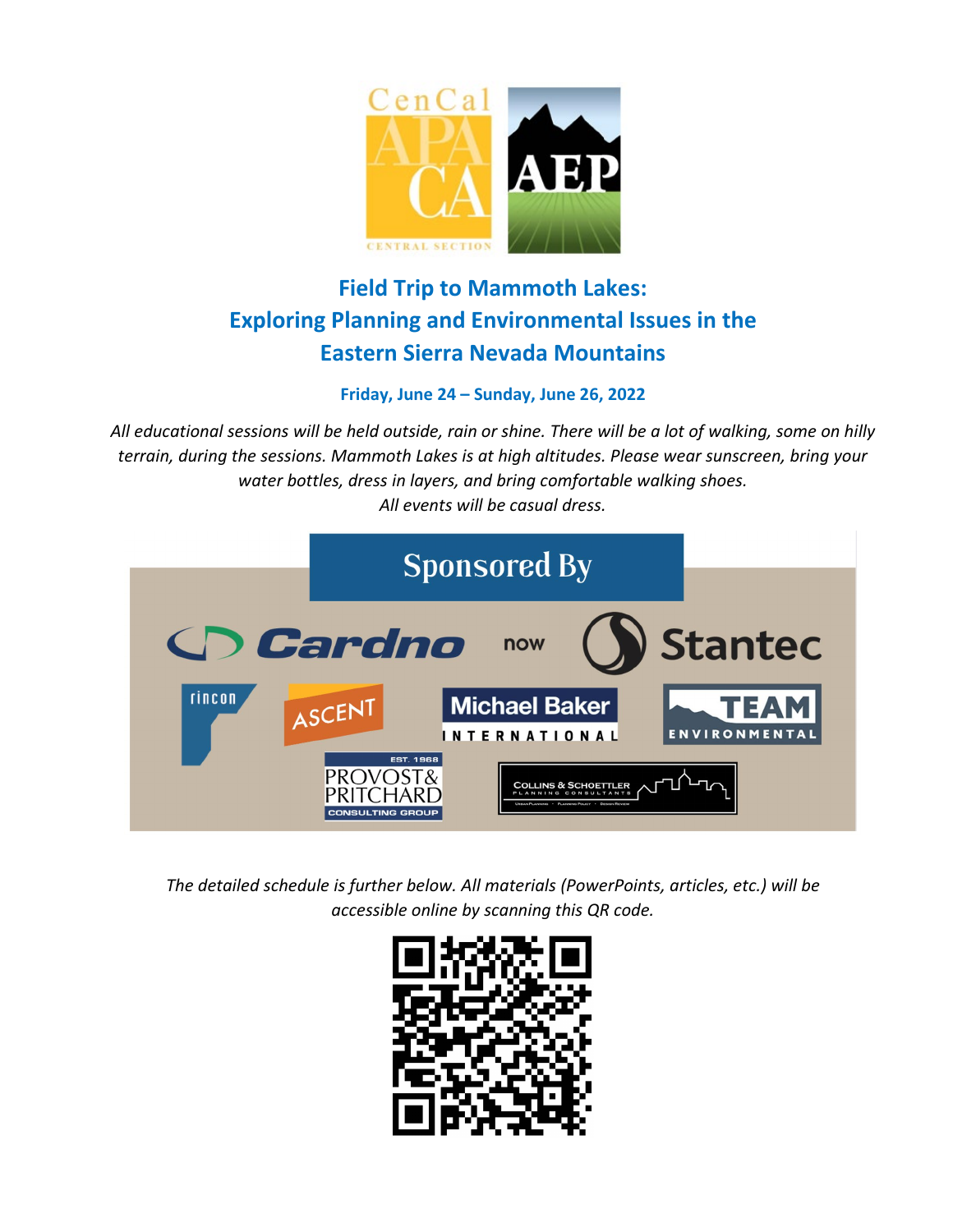# Field Trip to Mammoth Lakes: Exploring Planning and Environmental Issues in the Eastern Sierra Nevada Mountains

**Friday, June 24 – Sunday, June 26, 2022**

*All educational sessions will be held outside, rain or shine. There will be a lot of walking, some on hilly terrain, during the sessions. Mammoth Lakes is at high altitudes. Please wear sunscreen, bring your water bottles, dress in layers, and bring comfortable walking shoes.*
*All events will be casual dress.*

## Sponsored By

Cardno now Stantec

rincon

ASCENT

Michael Baker International

TEAM Environmental

Provost & Pritchard Consulting Group

Collins & Schoettler Planning Consultants

*The detailed schedule is further below. All materials (PowerPoints, articles, etc.) will be accessible online by scanning this QR code.*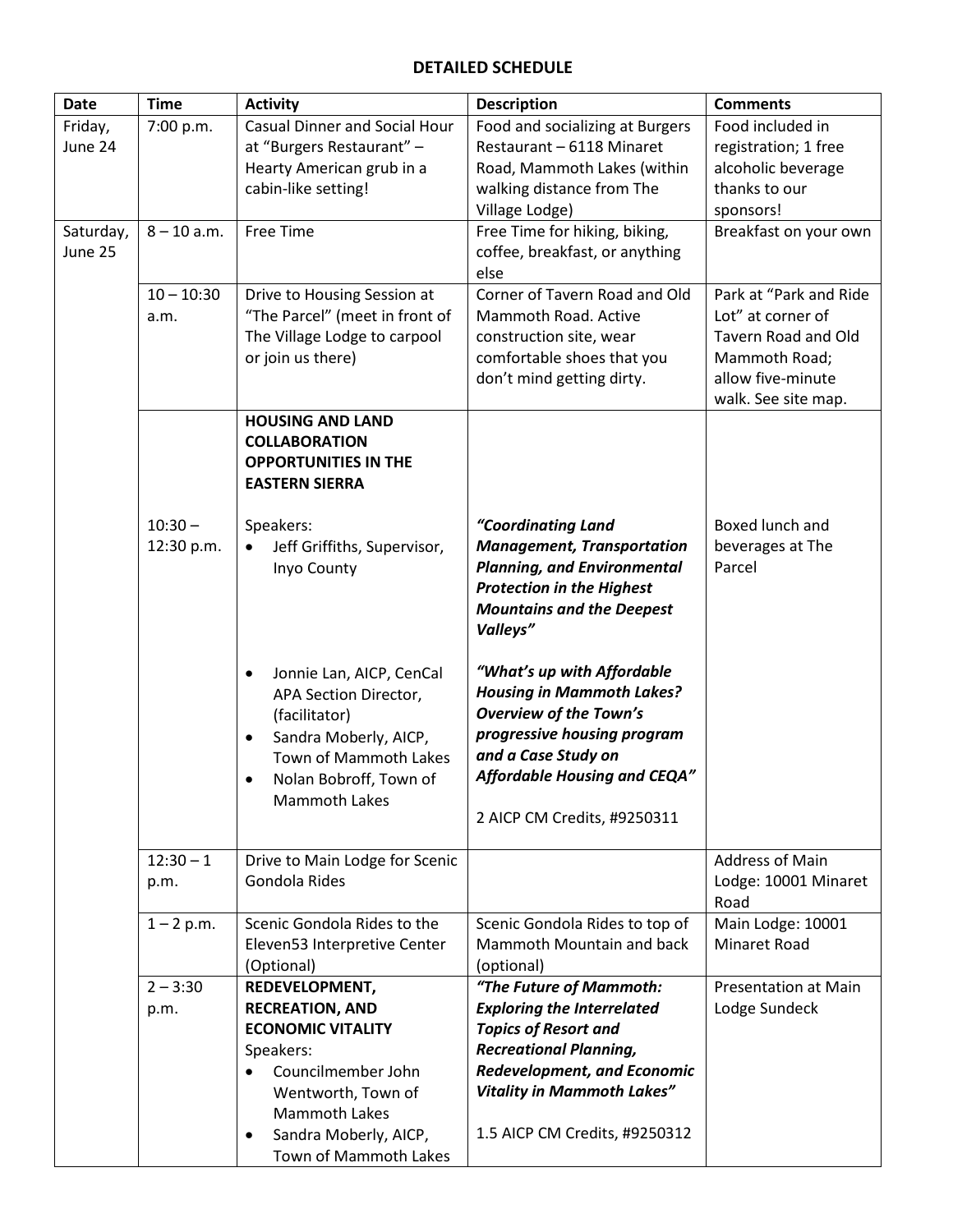## DETAILED SCHEDULE

| Date | Time | Activity | Description | Comments |
|---|---|---|---|---|
| Friday, June 24 | 7:00 p.m. | Casual Dinner and Social Hour at "Burgers Restaurant" – Hearty American grub in a cabin-like setting! | Food and socializing at Burgers Restaurant – 6118 Minaret Road, Mammoth Lakes (within walking distance from The Village Lodge) | Food included in registration; 1 free alcoholic beverage thanks to our sponsors! |
| Saturday, June 25 | 8 – 10 a.m. | Free Time | Free Time for hiking, biking, coffee, breakfast, or anything else | Breakfast on your own |
| | 10 – 10:30 a.m. | Drive to Housing Session at "The Parcel" (meet in front of The Village Lodge to carpool or join us there) | Corner of Tavern Road and Old Mammoth Road. Active construction site, wear comfortable shoes that you don't mind getting dirty. | Park at "Park and Ride Lot" at corner of Tavern Road and Old Mammoth Road; allow five-minute walk. See site map. |
| | 10:30 – 12:30 p.m. | **HOUSING AND LAND COLLABORATION OPPORTUNITIES IN THE EASTERN SIERRA**<br><br>Speakers:<br>• Jeff Griffiths, Supervisor, Inyo County<br><br>• Jonnie Lan, AICP, CenCal APA Section Director, (facilitator)<br>• Sandra Moberly, AICP, Town of Mammoth Lakes<br>• Nolan Bobroff, Town of Mammoth Lakes | ***"Coordinating Land Management, Transportation Planning, and Environmental Protection in the Highest Mountains and the Deepest Valleys"***<br><br>***"What's up with Affordable Housing in Mammoth Lakes? Overview of the Town's progressive housing program and a Case Study on Affordable Housing and CEQA"***<br><br>2 AICP CM Credits, #9250311 | Boxed lunch and beverages at The Parcel |
| | 12:30 – 1 p.m. | Drive to Main Lodge for Scenic Gondola Rides | | Address of Main Lodge: 10001 Minaret Road |
| | 1 – 2 p.m. | Scenic Gondola Rides to the Eleven53 Interpretive Center (Optional) | Scenic Gondola Rides to top of Mammoth Mountain and back (optional) | Main Lodge: 10001 Minaret Road |
| | 2 – 3:30 p.m. | **REDEVELOPMENT, RECREATION, AND ECONOMIC VITALITY**<br>Speakers:<br>• Councilmember John Wentworth, Town of Mammoth Lakes<br>• Sandra Moberly, AICP, Town of Mammoth Lakes | ***"The Future of Mammoth: Exploring the Interrelated Topics of Resort and Recreational Planning, Redevelopment, and Economic Vitality in Mammoth Lakes"***<br><br>1.5 AICP CM Credits, #9250312 | Presentation at Main Lodge Sundeck |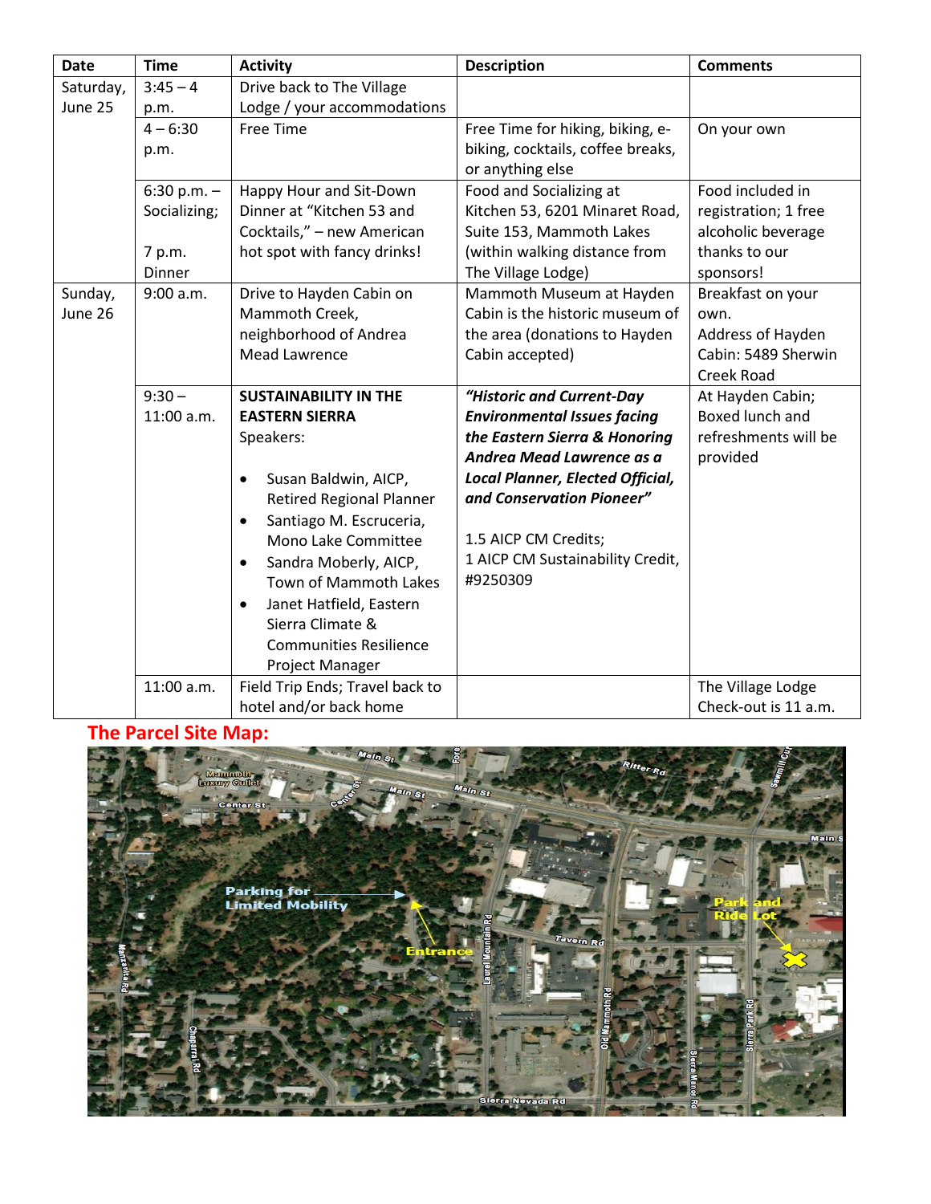| Date | Time | Activity | Description | Comments |
| --- | --- | --- | --- | --- |
| Saturday, June 25 | 3:45 – 4 p.m. | Drive back to The Village Lodge / your accommodations | | |
| | 4 – 6:30 p.m. | Free Time | Free Time for hiking, biking, e-biking, cocktails, coffee breaks, or anything else | On your own |
| | 6:30 p.m. – Socializing; 7 p.m. Dinner | Happy Hour and Sit-Down Dinner at "Kitchen 53 and Cocktails," – new American hot spot with fancy drinks! | Food and Socializing at Kitchen 53, 6201 Minaret Road, Suite 153, Mammoth Lakes (within walking distance from The Village Lodge) | Food included in registration; 1 free alcoholic beverage thanks to our sponsors! |
| Sunday, June 26 | 9:00 a.m. | Drive to Hayden Cabin on Mammoth Creek, neighborhood of Andrea Mead Lawrence | Mammoth Museum at Hayden Cabin is the historic museum of the area (donations to Hayden Cabin accepted) | Breakfast on your own. Address of Hayden Cabin: 5489 Sherwin Creek Road |
| | 9:30 – 11:00 a.m. | **SUSTAINABILITY IN THE EASTERN SIERRA** Speakers: <br>• Susan Baldwin, AICP, Retired Regional Planner <br>• Santiago M. Escruceria, Mono Lake Committee <br>• Sandra Moberly, AICP, Town of Mammoth Lakes <br>• Janet Hatfield, Eastern Sierra Climate & Communities Resilience Project Manager | ***"Historic and Current-Day Environmental Issues facing the Eastern Sierra & Honoring Andrea Mead Lawrence as a Local Planner, Elected Official, and Conservation Pioneer"*** <br><br>1.5 AICP CM Credits; 1 AICP CM Sustainability Credit, #9250309 | At Hayden Cabin; Boxed lunch and refreshments will be provided |
| | 11:00 a.m. | Field Trip Ends; Travel back to hotel and/or back home | | The Village Lodge Check-out is 11 a.m. |

## The Parcel Site Map:

Main St · Mammoth Luxury Outlet · Center St · Forest · Ritter Rd · Sawmill Cut · Parking for Limited Mobility · Entrance · Laurel Mountain Rd · Tavern Rd · Park and Ride Lot · Manzanita Rd · Chaparral Rd · Old Mammoth Rd · Sierra Manor Rd · Sierra Park Rd · Sierra Nevada Rd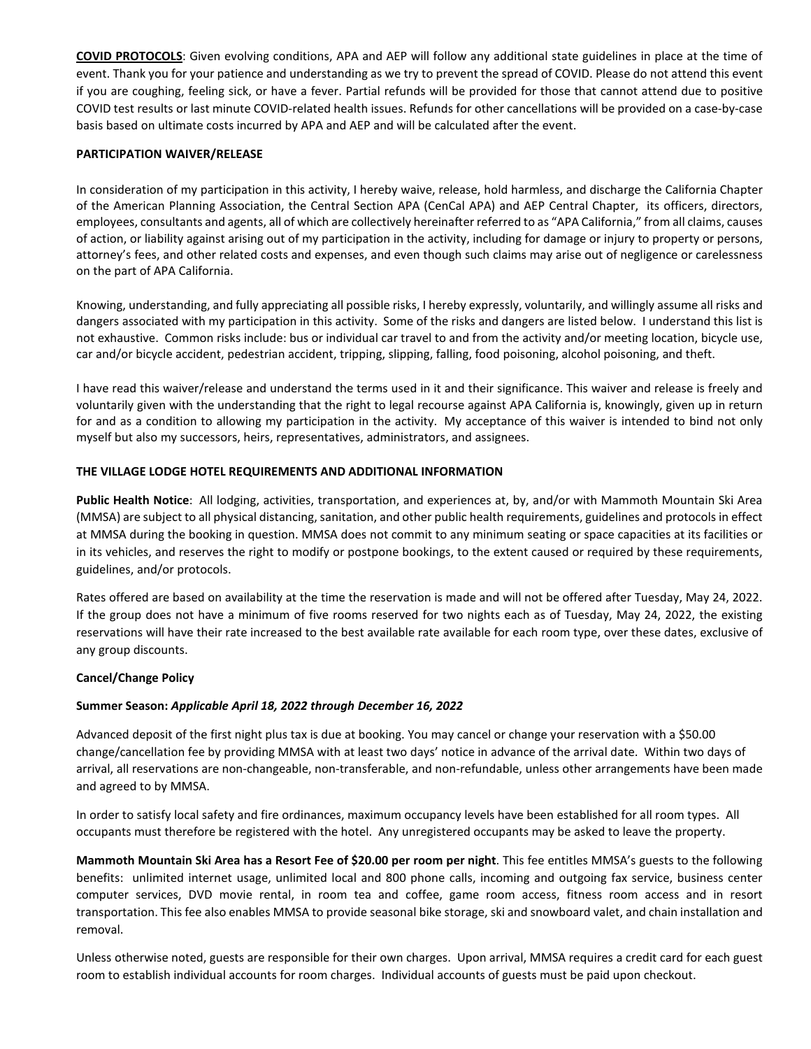**COVID PROTOCOLS**: Given evolving conditions, APA and AEP will follow any additional state guidelines in place at the time of event. Thank you for your patience and understanding as we try to prevent the spread of COVID. Please do not attend this event if you are coughing, feeling sick, or have a fever. Partial refunds will be provided for those that cannot attend due to positive COVID test results or last minute COVID-related health issues. Refunds for other cancellations will be provided on a case-by-case basis based on ultimate costs incurred by APA and AEP and will be calculated after the event.

**PARTICIPATION WAIVER/RELEASE**

In consideration of my participation in this activity, I hereby waive, release, hold harmless, and discharge the California Chapter of the American Planning Association, the Central Section APA (CenCal APA) and AEP Central Chapter, its officers, directors, employees, consultants and agents, all of which are collectively hereinafter referred to as "APA California," from all claims, causes of action, or liability against arising out of my participation in the activity, including for damage or injury to property or persons, attorney's fees, and other related costs and expenses, and even though such claims may arise out of negligence or carelessness on the part of APA California.

Knowing, understanding, and fully appreciating all possible risks, I hereby expressly, voluntarily, and willingly assume all risks and dangers associated with my participation in this activity. Some of the risks and dangers are listed below. I understand this list is not exhaustive. Common risks include: bus or individual car travel to and from the activity and/or meeting location, bicycle use, car and/or bicycle accident, pedestrian accident, tripping, slipping, falling, food poisoning, alcohol poisoning, and theft.

I have read this waiver/release and understand the terms used in it and their significance. This waiver and release is freely and voluntarily given with the understanding that the right to legal recourse against APA California is, knowingly, given up in return for and as a condition to allowing my participation in the activity. My acceptance of this waiver is intended to bind not only myself but also my successors, heirs, representatives, administrators, and assignees.

**THE VILLAGE LODGE HOTEL REQUIREMENTS AND ADDITIONAL INFORMATION**

**Public Health Notice**: All lodging, activities, transportation, and experiences at, by, and/or with Mammoth Mountain Ski Area (MMSA) are subject to all physical distancing, sanitation, and other public health requirements, guidelines and protocols in effect at MMSA during the booking in question. MMSA does not commit to any minimum seating or space capacities at its facilities or in its vehicles, and reserves the right to modify or postpone bookings, to the extent caused or required by these requirements, guidelines, and/or protocols.

Rates offered are based on availability at the time the reservation is made and will not be offered after Tuesday, May 24, 2022. If the group does not have a minimum of five rooms reserved for two nights each as of Tuesday, May 24, 2022, the existing reservations will have their rate increased to the best available rate available for each room type, over these dates, exclusive of any group discounts.

**Cancel/Change Policy**

**Summer Season:** ***Applicable April 18, 2022 through December 16, 2022***

Advanced deposit of the first night plus tax is due at booking. You may cancel or change your reservation with a $50.00 change/cancellation fee by providing MMSA with at least two days' notice in advance of the arrival date. Within two days of arrival, all reservations are non-changeable, non-transferable, and non-refundable, unless other arrangements have been made and agreed to by MMSA.

In order to satisfy local safety and fire ordinances, maximum occupancy levels have been established for all room types. All occupants must therefore be registered with the hotel. Any unregistered occupants may be asked to leave the property.

**Mammoth Mountain Ski Area has a Resort Fee of $20.00 per room per night**. This fee entitles MMSA's guests to the following benefits: unlimited internet usage, unlimited local and 800 phone calls, incoming and outgoing fax service, business center computer services, DVD movie rental, in room tea and coffee, game room access, fitness room access and in resort transportation. This fee also enables MMSA to provide seasonal bike storage, ski and snowboard valet, and chain installation and removal.

Unless otherwise noted, guests are responsible for their own charges. Upon arrival, MMSA requires a credit card for each guest room to establish individual accounts for room charges. Individual accounts of guests must be paid upon checkout.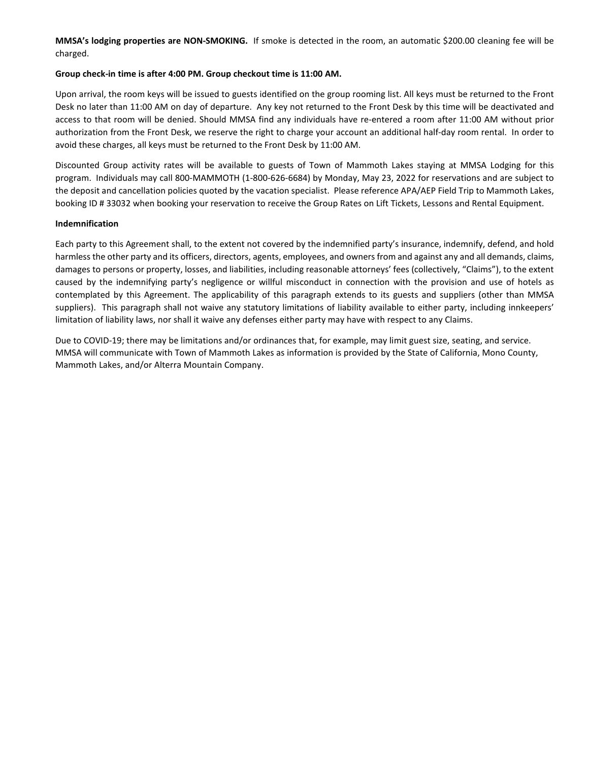**MMSA's lodging properties are NON-SMOKING.** If smoke is detected in the room, an automatic $200.00 cleaning fee will be charged.

**Group check-in time is after 4:00 PM. Group checkout time is 11:00 AM.**

Upon arrival, the room keys will be issued to guests identified on the group rooming list. All keys must be returned to the Front Desk no later than 11:00 AM on day of departure. Any key not returned to the Front Desk by this time will be deactivated and access to that room will be denied. Should MMSA find any individuals have re-entered a room after 11:00 AM without prior authorization from the Front Desk, we reserve the right to charge your account an additional half-day room rental. In order to avoid these charges, all keys must be returned to the Front Desk by 11:00 AM.

Discounted Group activity rates will be available to guests of Town of Mammoth Lakes staying at MMSA Lodging for this program. Individuals may call 800-MAMMOTH (1-800-626-6684) by Monday, May 23, 2022 for reservations and are subject to the deposit and cancellation policies quoted by the vacation specialist. Please reference APA/AEP Field Trip to Mammoth Lakes, booking ID # 33032 when booking your reservation to receive the Group Rates on Lift Tickets, Lessons and Rental Equipment.

**Indemnification**

Each party to this Agreement shall, to the extent not covered by the indemnified party's insurance, indemnify, defend, and hold harmless the other party and its officers, directors, agents, employees, and owners from and against any and all demands, claims, damages to persons or property, losses, and liabilities, including reasonable attorneys' fees (collectively, "Claims"), to the extent caused by the indemnifying party's negligence or willful misconduct in connection with the provision and use of hotels as contemplated by this Agreement. The applicability of this paragraph extends to its guests and suppliers (other than MMSA suppliers). This paragraph shall not waive any statutory limitations of liability available to either party, including innkeepers' limitation of liability laws, nor shall it waive any defenses either party may have with respect to any Claims.

Due to COVID-19; there may be limitations and/or ordinances that, for example, may limit guest size, seating, and service. MMSA will communicate with Town of Mammoth Lakes as information is provided by the State of California, Mono County, Mammoth Lakes, and/or Alterra Mountain Company.